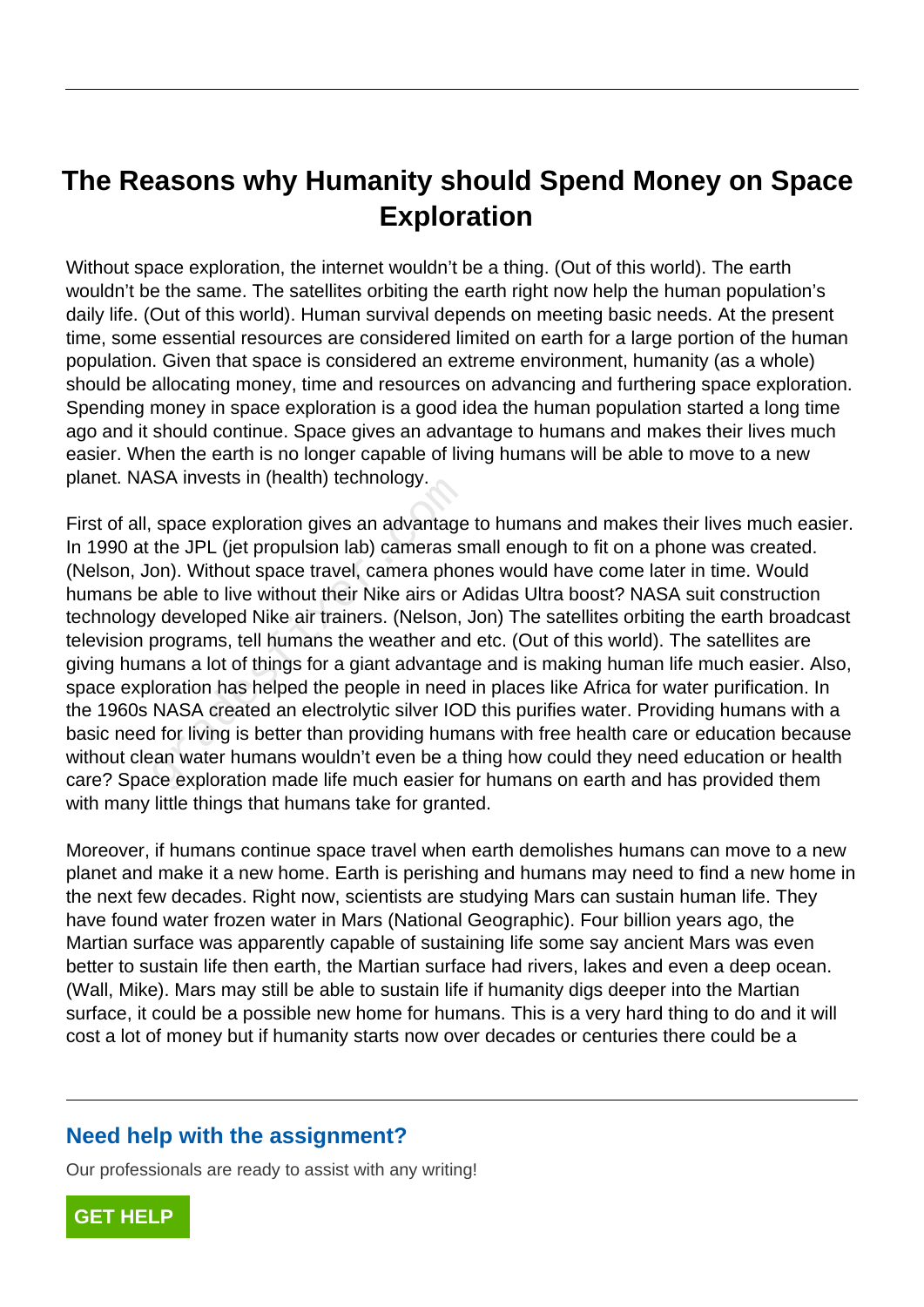# The Reasons why Humanity should Spend Money on Space Exploration

Without space exploration, the internet wouldn't be a thing. (Out of this world). The earth wouldn't be the same. The satellites orbiting the earth right now help the human population's daily life. (Out of this world). Human survival depends on meeting basic needs. At the present time, some essential resources are considered limited on earth for a large portion of the human population. Given that space is considered an extreme environment, humanity (as a whole) should be allocating money, time and resources on advancing and furthering space exploration. Spending money in space exploration is a good idea the human population started a long time ago and it should continue. Space gives an advantage to humans and makes their lives much easier. When the earth is no longer capable of living humans will be able to move to a new planet. NASA invests in (health) technology.

First of all, space exploration gives an advantage to humans and makes their lives much easier. In 1990 at the JPL (jet propulsion lab) cameras small enough to fit on a phone was created. (Nelson, Jon). Without space travel, camera phones would have come later in time. Would humans be able to live without their Nike airs or Adidas Ultra boost? NASA suit construction technology developed Nike air trainers. (Nelson, Jon) The satellites orbiting the earth broadcast television programs, tell humans the weather and etc. (Out of this world). The satellites are giving humans a lot of things for a giant advantage and is making human life much easier. Also, space exploration has helped the people in need in places like Africa for water purification. In the 1960s NASA created an electrolytic silver IOD this purifies water. Providing humans with a basic need for living is better than providing humans with free health care or education because without clean water humans wouldn't even be a thing how could they need education or health care? Space exploration made life much easier for humans on earth and has provided them with many little things that humans take for granted.

Moreover, if humans continue space travel when earth demolishes humans can move to a new planet and make it a new home. Earth is perishing and humans may need to find a new home in the next few decades. Right now, scientists are studying Mars can sustain human life. They have found water frozen water in Mars (National Geographic). Four billion years ago, the Martian surface was apparently capable of sustaining life some say ancient Mars was even better to sustain life then earth, the Martian surface had rivers, lakes and even a deep ocean. (Wall, Mike). Mars may still be able to sustain life if humanity digs deeper into the Martian surface, it could be a possible new home for humans. This is a very hard thing to do and it will cost a lot of money but if humanity starts now over decades or centuries there could be a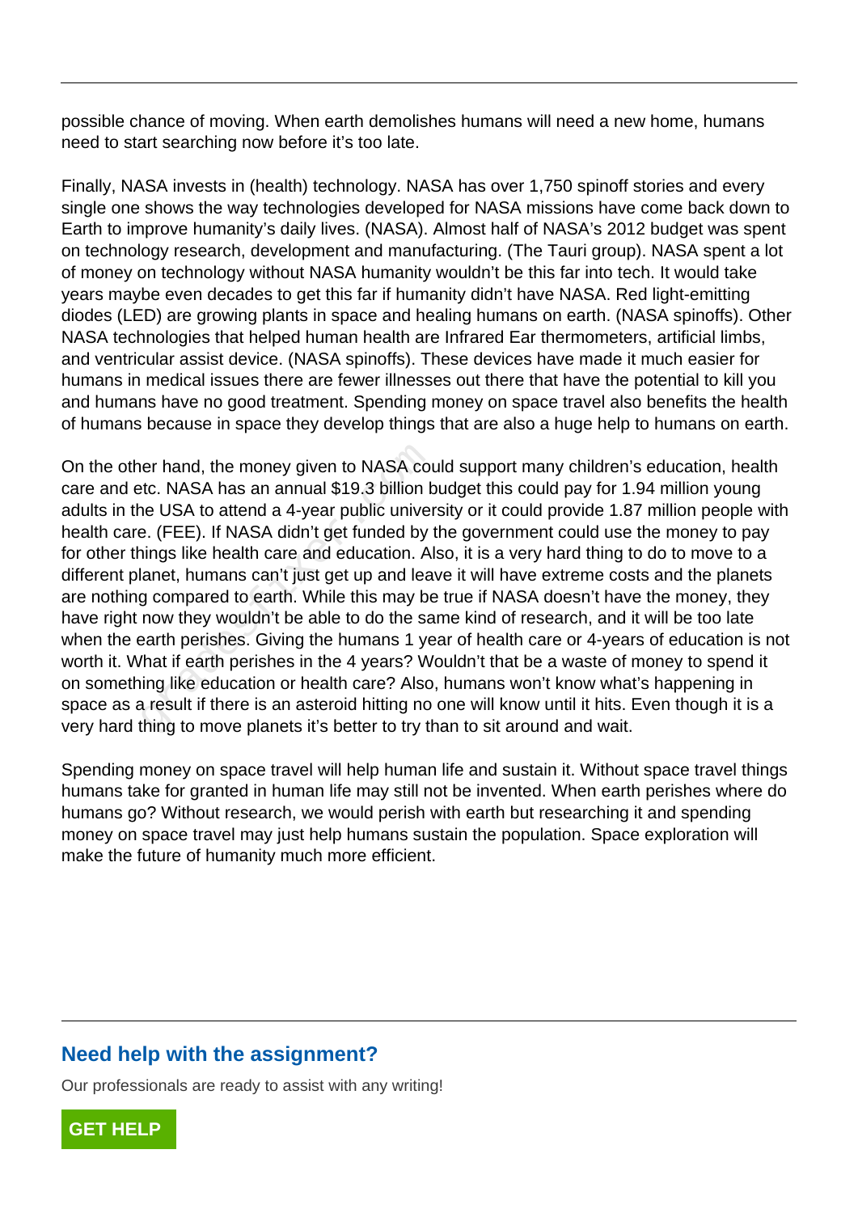possible chance of moving. When earth demolishes humans will need a new home, humans need to start searching now before it's too late.

Finally, NASA invests in (health) technology. NASA has over 1,750 spinoff stories and every single one shows the way technologies developed for NASA missions have come back down to Earth to improve humanity's daily lives. (NASA). Almost half of NASA's 2012 budget was spent on technology research, development and manufacturing. (The Tauri group). NASA spent a lot of money on technology without NASA humanity wouldn't be this far into tech. It would take years maybe even decades to get this far if humanity didn't have NASA. Red light-emitting diodes (LED) are growing plants in space and healing humans on earth. (NASA spinoffs). Other NASA technologies that helped human health are Infrared Ear thermometers, artificial limbs, and ventricular assist device. (NASA spinoffs). These devices have made it much easier for humans in medical issues there are fewer illnesses out there that have the potential to kill you and humans have no good treatment. Spending money on space travel also benefits the health of humans because in space they develop things that are also a huge help to humans on earth.

On the other hand, the money given to NASA could support many children's education, health care and etc. NASA has an annual $19.3 billion budget this could pay for 1.94 million young adults in the USA to attend a 4-year public university or it could provide 1.87 million people with health care. (FEE). If NASA didn't get funded by the government could use the money to pay for other things like health care and education. Also, it is a very hard thing to do to move to a different planet, humans can't just get up and leave it will have extreme costs and the planets are nothing compared to earth. While this may be true if NASA doesn't have the money, they have right now they wouldn't be able to do the same kind of research, and it will be too late when the earth perishes. Giving the humans 1 year of health care or 4-years of education is not worth it. What if earth perishes in the 4 years? Wouldn't that be a waste of money to spend it on something like education or health care? Also, humans won't know what's happening in space as a result if there is an asteroid hitting no one will know until it hits. Even though it is a very hard thing to move planets it's better to try than to sit around and wait.

Spending money on space travel will help human life and sustain it. Without space travel things humans take for granted in human life may still not be invented. When earth perishes where do humans go? Without research, we would perish with earth but researching it and spending money on space travel may just help humans sustain the population. Space exploration will make the future of humanity much more efficient.